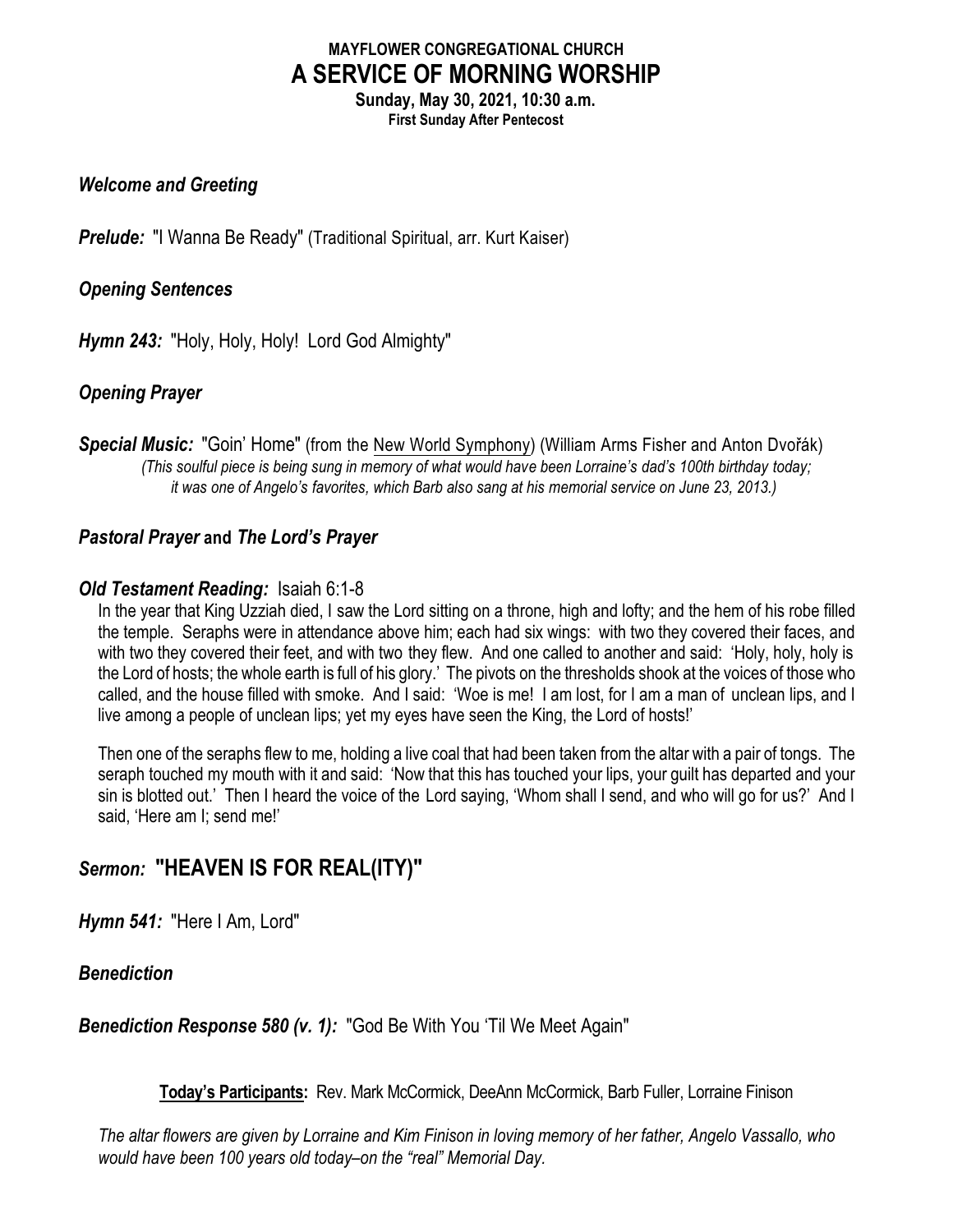**MAYFLOWER CONGREGATIONAL CHURCH**

# A SERVICE OF MORNING WORSHIP

**Sunday, May 30, 2021, 10:30 a.m.**
**First Sunday After Pentecost**

***Welcome and Greeting***

***Prelude:*** "I Wanna Be Ready" (Traditional Spiritual, arr. Kurt Kaiser)

***Opening Sentences***

***Hymn 243:*** "Holy, Holy, Holy! Lord God Almighty"

***Opening Prayer***

***Special Music:*** "Goin' Home" (from the New World Symphony) (William Arms Fisher and Anton Dvořák)
*(This soulful piece is being sung in memory of what would have been Lorraine's dad's 100th birthday today; it was one of Angelo's favorites, which Barb also sang at his memorial service on June 23, 2013.)*

***Pastoral Prayer*** **and** ***The Lord's Prayer***

***Old Testament Reading:*** Isaiah 6:1-8

In the year that King Uzziah died, I saw the Lord sitting on a throne, high and lofty; and the hem of his robe filled the temple. Seraphs were in attendance above him; each had six wings: with two they covered their faces, and with two they covered their feet, and with two they flew. And one called to another and said: 'Holy, holy, holy is the Lord of hosts; the whole earth is full of his glory.' The pivots on the thresholds shook at the voices of those who called, and the house filled with smoke. And I said: 'Woe is me! I am lost, for I am a man of unclean lips, and I live among a people of unclean lips; yet my eyes have seen the King, the Lord of hosts!'

Then one of the seraphs flew to me, holding a live coal that had been taken from the altar with a pair of tongs. The seraph touched my mouth with it and said: 'Now that this has touched your lips, your guilt has departed and your sin is blotted out.' Then I heard the voice of the Lord saying, 'Whom shall I send, and who will go for us?' And I said, 'Here am I; send me!'

## *Sermon:* "HEAVEN IS FOR REAL(ITY)"

***Hymn 541:*** "Here I Am, Lord"

***Benediction***

***Benediction Response 580 (v. 1):*** "God Be With You 'Til We Meet Again"

**Today's Participants:** Rev. Mark McCormick, DeeAnn McCormick, Barb Fuller, Lorraine Finison

*The altar flowers are given by Lorraine and Kim Finison in loving memory of her father, Angelo Vassallo, who would have been 100 years old today–on the "real" Memorial Day.*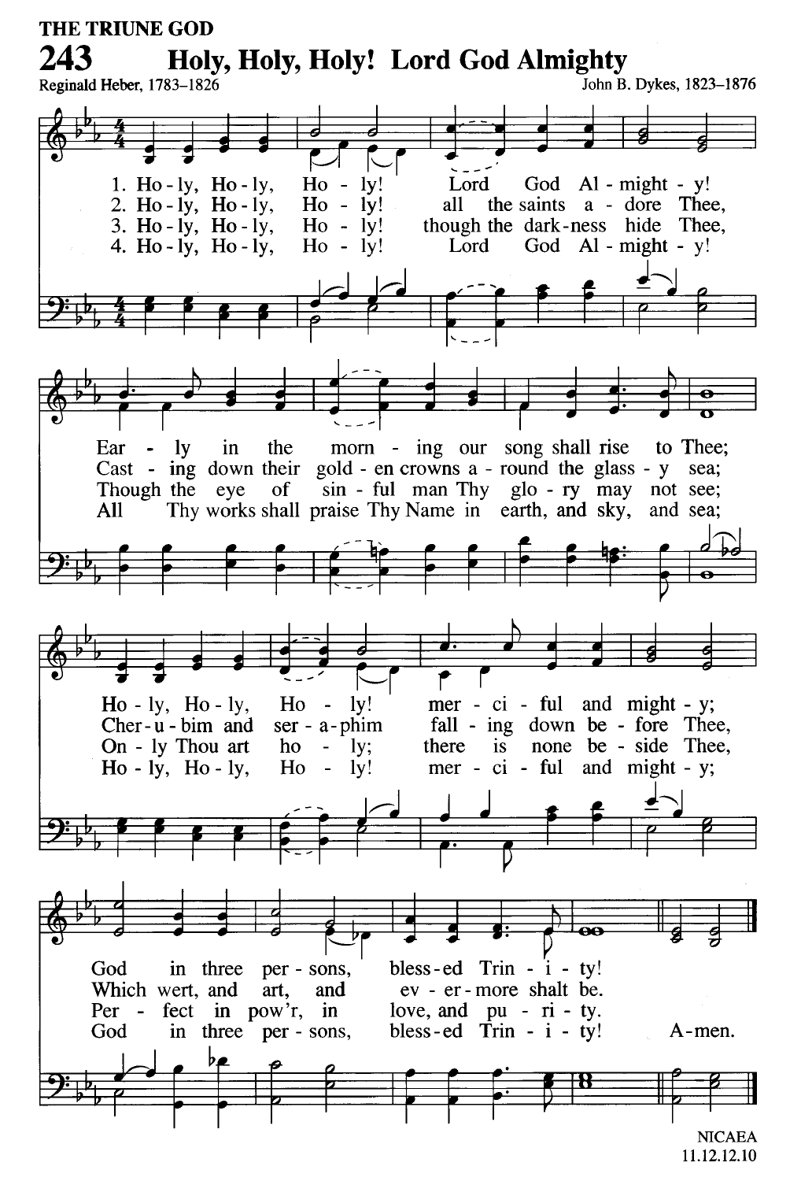THE TRUNE GOD

# 243 Holy, Holy, Holy! Lord God Almighty

Reginald Heber, 1783–1826

John B. Dykes, 1823–1876

1. Ho - ly, Ho - ly, Ho - ly! Lord God Al - might - y!
Ear - ly in the morn - ing our song shall rise to Thee;
Ho - ly, Ho - ly, Ho - ly! mer - ci - ful and might - y;
God in three per - sons, bless - ed Trin - i - ty!

2. Ho - ly, Ho - ly, Ho - ly! all the saints a - dore Thee,
Cast - ing down their gold - en crowns a - round the glass - y sea;
Cher - u - bim and ser - a - phim fall - ing down be - fore Thee,
Which wert, and art, and ev - er - more shalt be.

3. Ho - ly, Ho - ly, Ho - ly! though the dark - ness hide Thee,
Though the eye of sin - ful man Thy glo - ry may not see;
On - ly Thou art ho - ly; there is none be - side Thee,
Per - fect in pow'r, in love, and pu - ri - ty.

4. Ho - ly, Ho - ly, Ho - ly! Lord God Al - might - y!
All Thy works shall praise Thy Name in earth, and sky, and sea;
Ho - ly, Ho - ly, Ho - ly! mer - ci - ful and might - y;
God in three per - sons, bless - ed Trin - i - ty! A - men.

NICAEA
11.12.12.10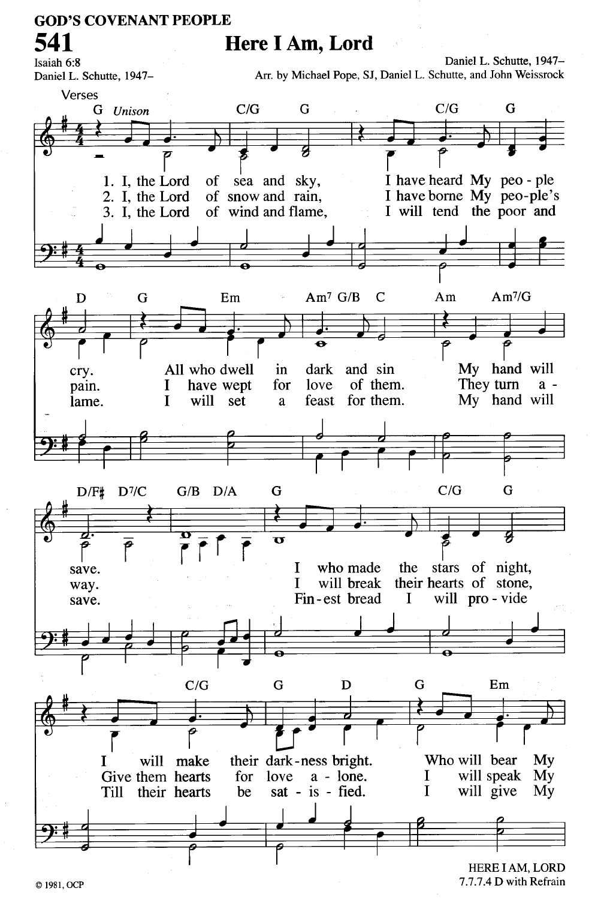GOD'S COVENANT PEOPLE

# 541 Here I Am, Lord

Isaiah 6:8
Daniel L. Schutte, 1947–

Daniel L. Schutte, 1947–
Arr. by Michael Pope, SJ, Daniel L. Schutte, and John Weissrock

Verses

1. I, the Lord of sea and sky, I have heard My people cry. All who dwell in dark and sin My hand will save. I who made the stars of night, I will make their darkness bright. Who will bear My
2. I, the Lord of snow and rain, I have borne My people's pain. I have wept for love of them. They turn away. I will break their hearts of stone, Give them hearts for love alone. I will speak My
3. I, the Lord of wind and flame, I will tend the poor and lame. I will set a feast for them. My hand will save. Finest bread I will provide Till their hearts be satisfied. I will give My

© 1981, OCP

HERE I AM, LORD
7.7.7.4 D with Refrain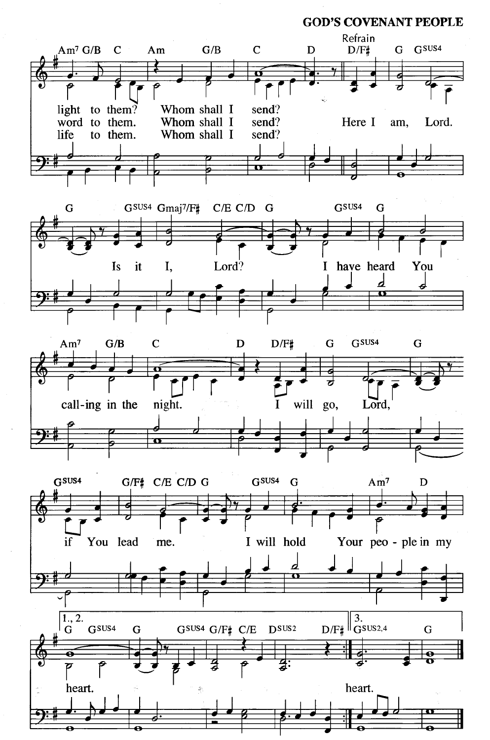light to them? Whom shall I send?
word to them. Whom shall I send?
life to them. Whom shall I send?

Refrain

Here I am, Lord. Is it I, Lord? I have heard You calling in the night. I will go, Lord, if You lead me. I will hold Your people in my heart.

1., 2.

heart.

3.

heart.